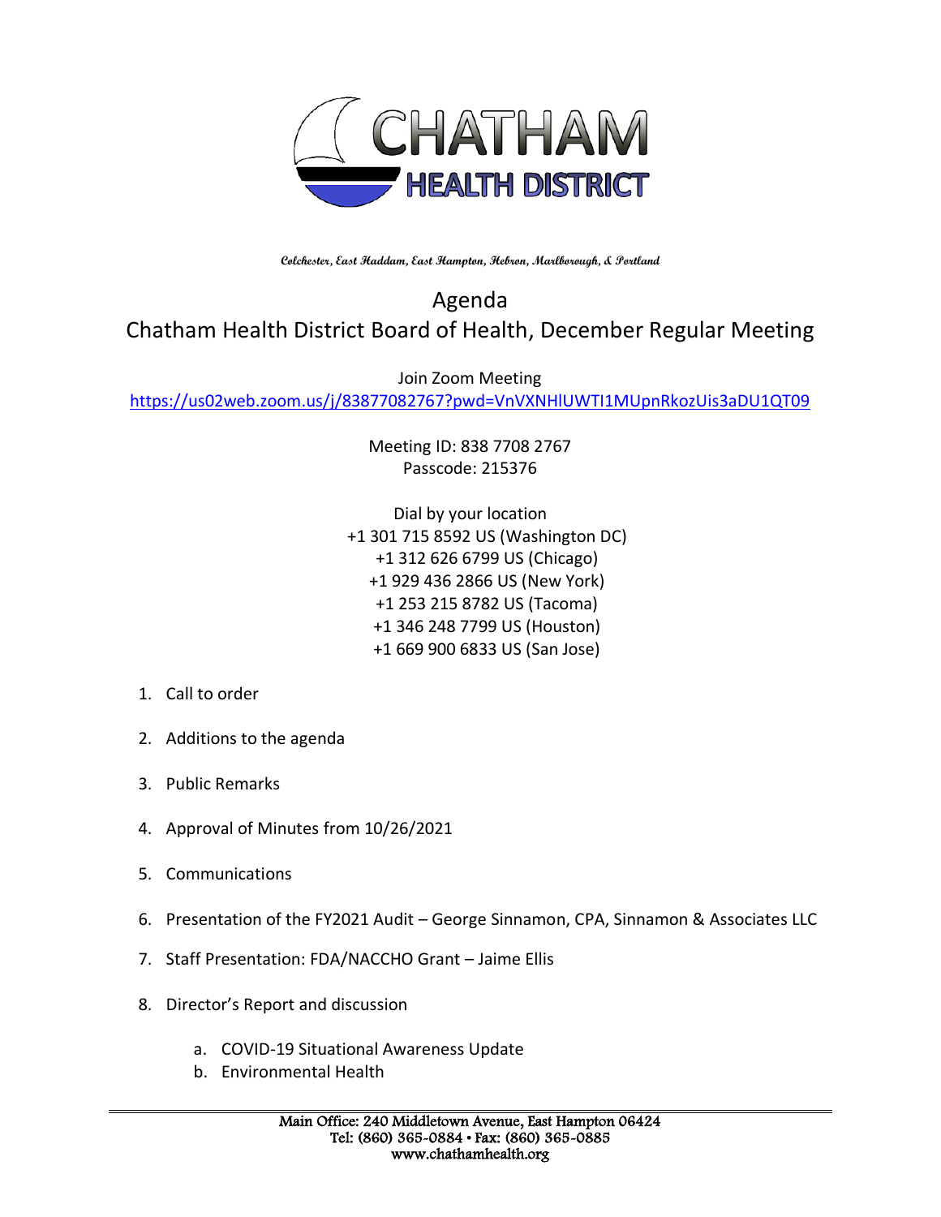# CHATHAM HEALTH DISTRICT

Colchester, East Haddam, East Hampton, Hebron, Marlborough, & Portland

## Agenda
## Chatham Health District Board of Health, December Regular Meeting

Join Zoom Meeting
https://us02web.zoom.us/j/83877082767?pwd=VnVXNHlUWTI1MUpnRkozUis3aDU1QT09

Meeting ID: 838 7708 2767
Passcode: 215376

Dial by your location
+1 301 715 8592 US (Washington DC)
+1 312 626 6799 US (Chicago)
+1 929 436 2866 US (New York)
+1 253 215 8782 US (Tacoma)
+1 346 248 7799 US (Houston)
+1 669 900 6833 US (San Jose)

1. Call to order
2. Additions to the agenda
3. Public Remarks
4. Approval of Minutes from 10/26/2021
5. Communications
6. Presentation of the FY2021 Audit – George Sinnamon, CPA, Sinnamon & Associates LLC
7. Staff Presentation: FDA/NACCHO Grant – Jaime Ellis
8. Director's Report and discussion
   a. COVID-19 Situational Awareness Update
   b. Environmental Health

Main Office: 240 Middletown Avenue, East Hampton 06424
Tel: (860) 365-0884 • Fax: (860) 365-0885
www.chathamhealth.org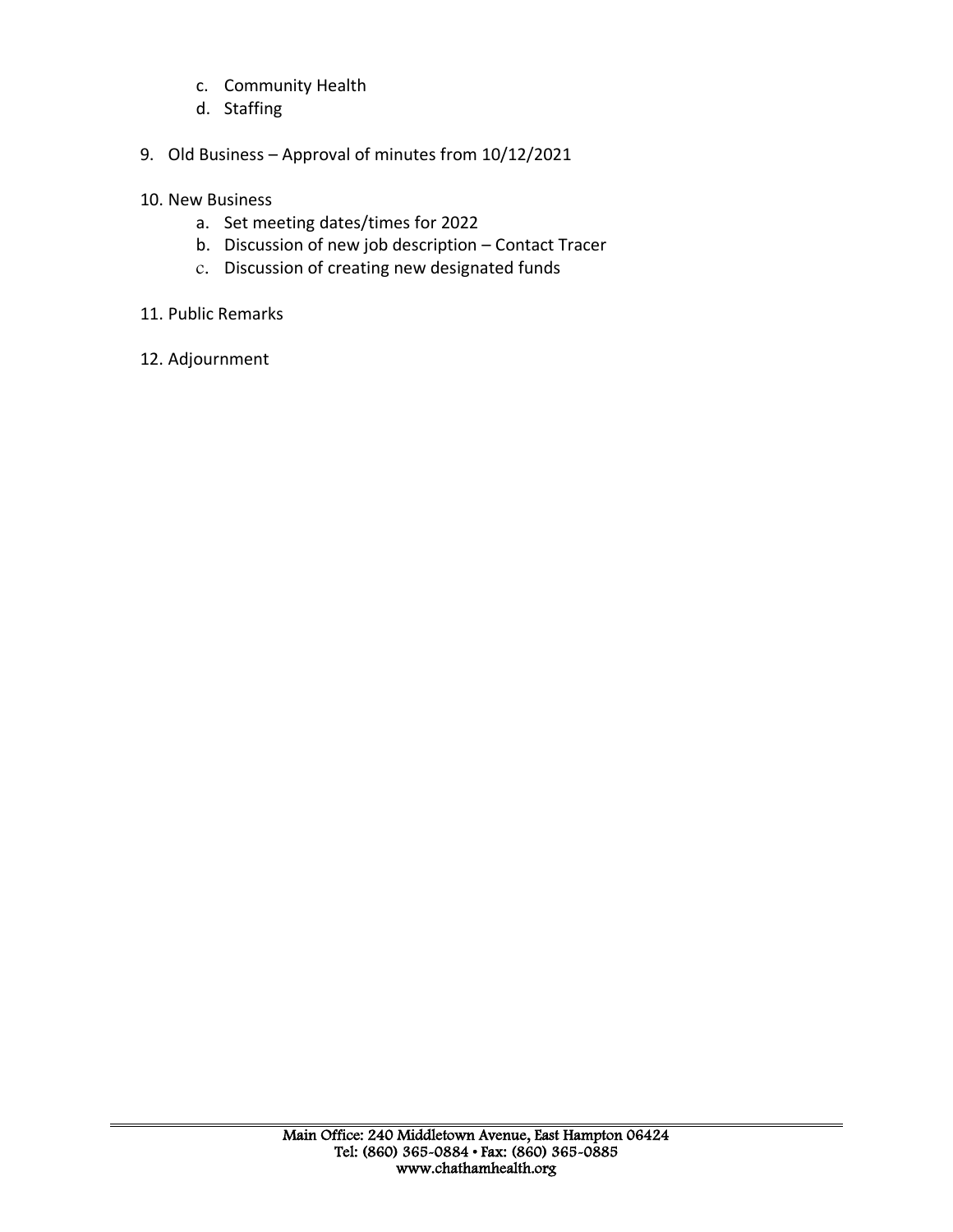c. Community Health
d. Staffing

9. Old Business – Approval of minutes from 10/12/2021

10. New Business
    a. Set meeting dates/times for 2022
    b. Discussion of new job description – Contact Tracer
    c. Discussion of creating new designated funds

11. Public Remarks

12. Adjournment

Main Office: 240 Middletown Avenue, East Hampton 06424
Tel: (860) 365-0884 • Fax: (860) 365-0885
www.chathamhealth.org